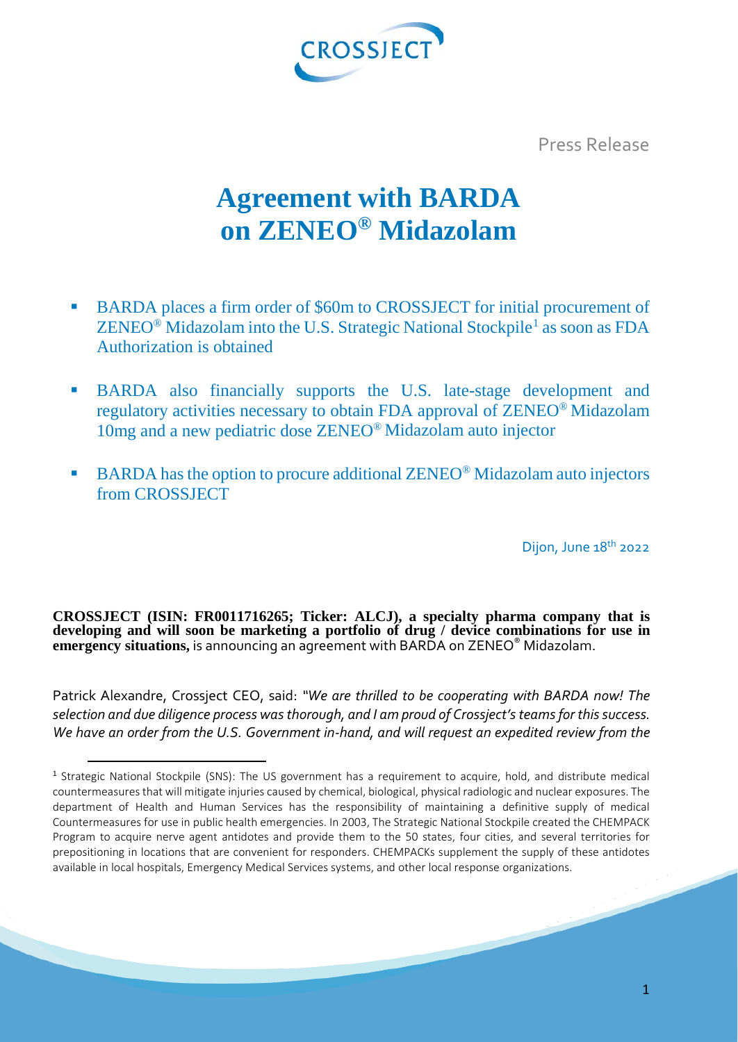Press Release

# Agreement with BARDA on ZENEO® Midazolam

- BARDA places a firm order of $60m to CROSSJECT for initial procurement of ZENEO® Midazolam into the U.S. Strategic National Stockpile[1] as soon as FDA Authorization is obtained
- BARDA also financially supports the U.S. late-stage development and regulatory activities necessary to obtain FDA approval of ZENEO® Midazolam 10mg and a new pediatric dose ZENEO® Midazolam auto injector
- BARDA has the option to procure additional ZENEO® Midazolam auto injectors from CROSSJECT

Dijon, June 18th 2022

**CROSSJECT (ISIN: FR0011716265; Ticker: ALCJ), a specialty pharma company that is developing and will soon be marketing a portfolio of drug / device combinations for use in emergency situations,** is announcing an agreement with BARDA on ZENEO® Midazolam.

Patrick Alexandre, Crossject CEO, said: "*We are thrilled to be cooperating with BARDA now! The selection and due diligence process was thorough, and I am proud of Crossject's teams for this success. We have an order from the U.S. Government in-hand, and will request an expedited review from the*

[1] Strategic National Stockpile (SNS): The US government has a requirement to acquire, hold, and distribute medical countermeasures that will mitigate injuries caused by chemical, biological, physical radiologic and nuclear exposures. The department of Health and Human Services has the responsibility of maintaining a definitive supply of medical Countermeasures for use in public health emergencies. In 2003, The Strategic National Stockpile created the CHEMPACK Program to acquire nerve agent antidotes and provide them to the 50 states, four cities, and several territories for prepositioning in locations that are convenient for responders. CHEMPACKs supplement the supply of these antidotes available in local hospitals, Emergency Medical Services systems, and other local response organizations.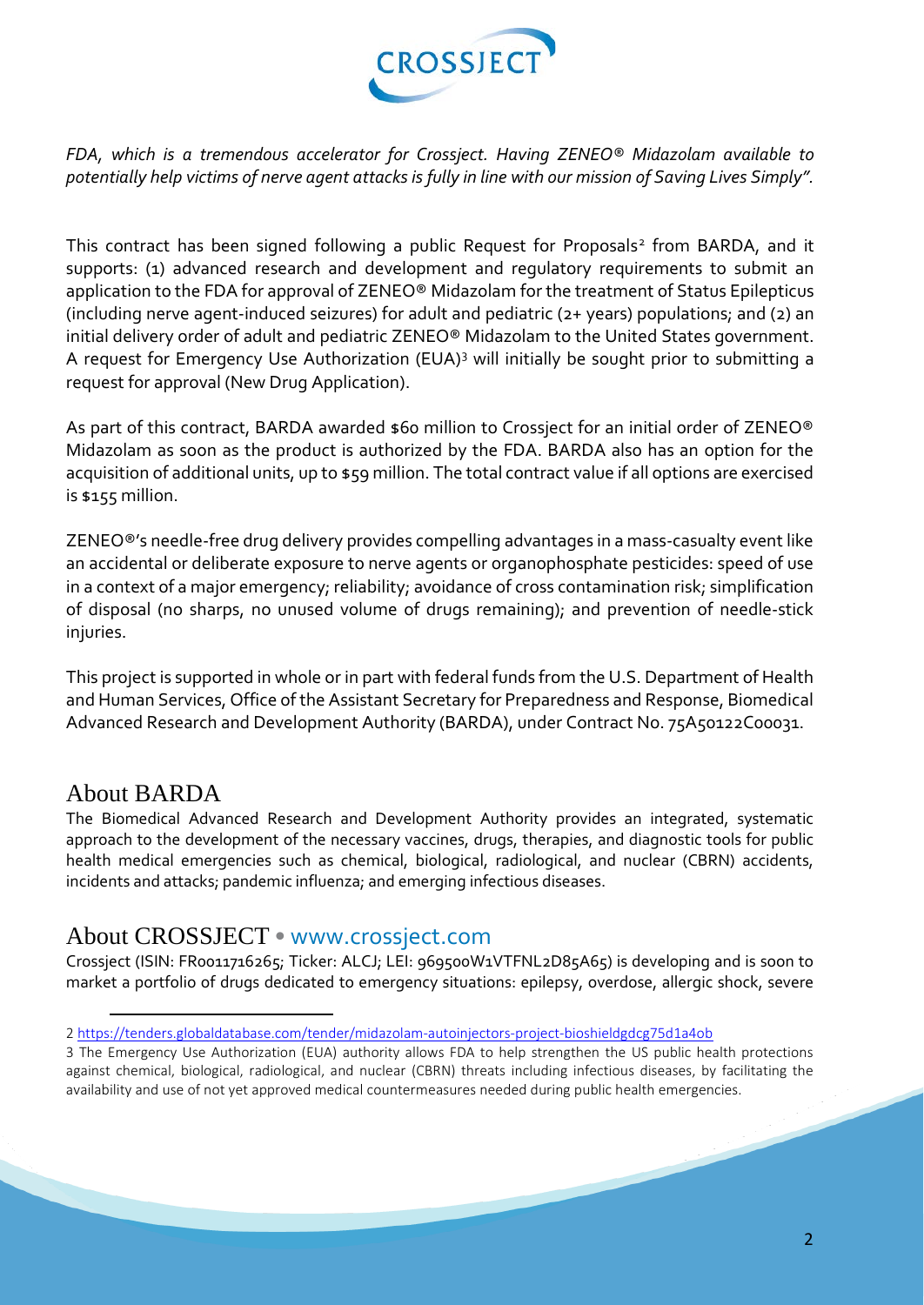*FDA, which is a tremendous accelerator for Crossject. Having ZENEO® Midazolam available to potentially help victims of nerve agent attacks is fully in line with our mission of Saving Lives Simply".*

This contract has been signed following a public Request for Proposals[2] from BARDA, and it supports: (1) advanced research and development and regulatory requirements to submit an application to the FDA for approval of ZENEO® Midazolam for the treatment of Status Epilepticus (including nerve agent-induced seizures) for adult and pediatric (2+ years) populations; and (2) an initial delivery order of adult and pediatric ZENEO® Midazolam to the United States government. A request for Emergency Use Authorization (EUA)[3] will initially be sought prior to submitting a request for approval (New Drug Application).

As part of this contract, BARDA awarded $60 million to Crossject for an initial order of ZENEO® Midazolam as soon as the product is authorized by the FDA. BARDA also has an option for the acquisition of additional units, up to $59 million. The total contract value if all options are exercised is $155 million.

ZENEO®'s needle-free drug delivery provides compelling advantages in a mass-casualty event like an accidental or deliberate exposure to nerve agents or organophosphate pesticides: speed of use in a context of a major emergency; reliability; avoidance of cross contamination risk; simplification of disposal (no sharps, no unused volume of drugs remaining); and prevention of needle-stick injuries.

This project is supported in whole or in part with federal funds from the U.S. Department of Health and Human Services, Office of the Assistant Secretary for Preparedness and Response, Biomedical Advanced Research and Development Authority (BARDA), under Contract No. 75A50122C00031.

## About BARDA

The Biomedical Advanced Research and Development Authority provides an integrated, systematic approach to the development of the necessary vaccines, drugs, therapies, and diagnostic tools for public health medical emergencies such as chemical, biological, radiological, and nuclear (CBRN) accidents, incidents and attacks; pandemic influenza; and emerging infectious diseases.

## About CROSSJECT • www.crossject.com

Crossject (ISIN: FR0011716265; Ticker: ALCJ; LEI: 969500W1VTFNL2D85A65) is developing and is soon to market a portfolio of drugs dedicated to emergency situations: epilepsy, overdose, allergic shock, severe

---

2 https://tenders.globaldatabase.com/tender/midazolam-autoinjectors-project-bioshieldgdcg75d1a4ob

3 The Emergency Use Authorization (EUA) authority allows FDA to help strengthen the US public health protections against chemical, biological, radiological, and nuclear (CBRN) threats including infectious diseases, by facilitating the availability and use of not yet approved medical countermeasures needed during public health emergencies.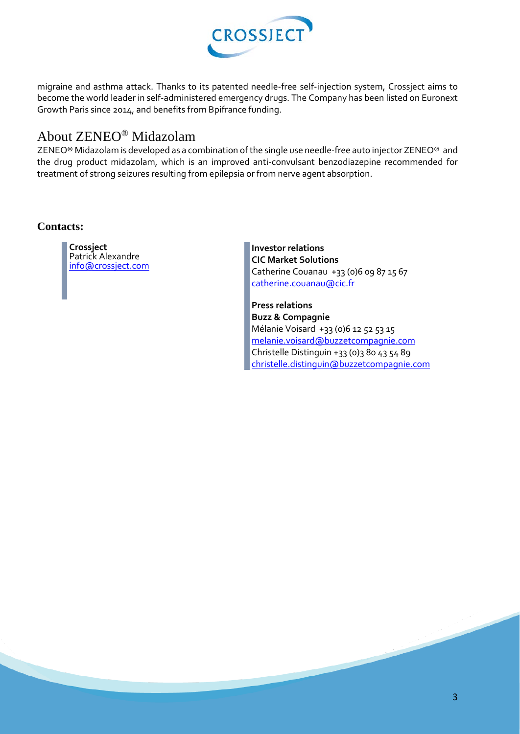migraine and asthma attack. Thanks to its patented needle-free self-injection system, Crossject aims to become the world leader in self-administered emergency drugs. The Company has been listed on Euronext Growth Paris since 2014, and benefits from Bpifrance funding.

## About ZENEO® Midazolam

ZENEO® Midazolam is developed as a combination of the single use needle-free auto injector ZENEO® and the drug product midazolam, which is an improved anti-convulsant benzodiazepine recommended for treatment of strong seizures resulting from epilepsia or from nerve agent absorption.

**Contacts:**

**Crossject**
Patrick Alexandre
info@crossject.com

**Investor relations**
**CIC Market Solutions**
Catherine Couanau +33 (0)6 09 87 15 67
catherine.couanau@cic.fr

**Press relations**
**Buzz & Compagnie**
Mélanie Voisard +33 (0)6 12 52 53 15
melanie.voisard@buzzetcompagnie.com
Christelle Distinguin +33 (0)3 80 43 54 89
christelle.distinguin@buzzetcompagnie.com